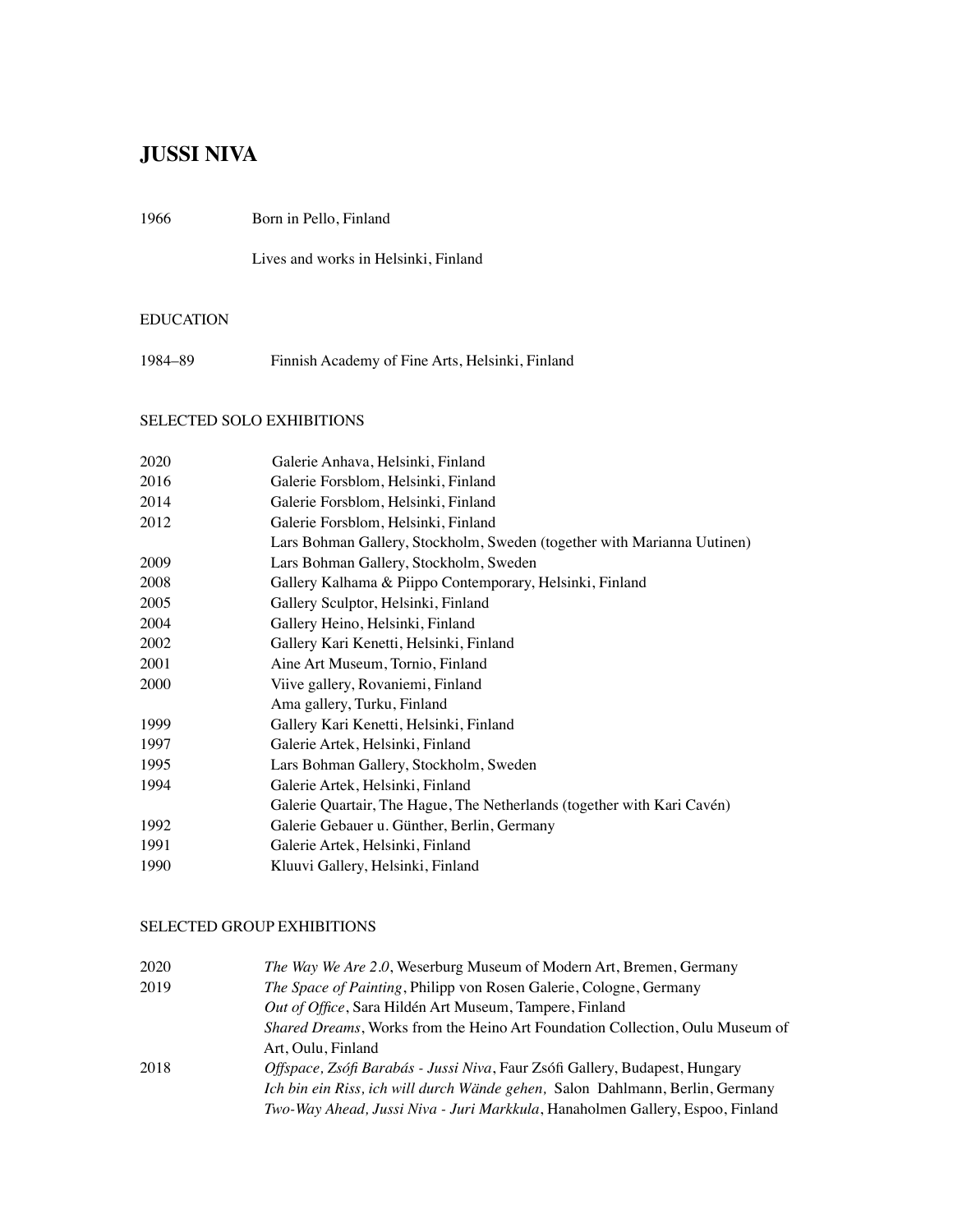# JUSSI NIVA

1966 Born in Pello, Finland

Lives and works in Helsinki, Finland

## EDUCATION

1984–89 Finnish Academy of Fine Arts, Helsinki, Finland

## SELECTED SOLO EXHIBITIONS

2020 Galerie Anhava, Helsinki, Finland
2016 Galerie Forsblom, Helsinki, Finland
2014 Galerie Forsblom, Helsinki, Finland
2012 Galerie Forsblom, Helsinki, Finland
Lars Bohman Gallery, Stockholm, Sweden (together with Marianna Uutinen)
2009 Lars Bohman Gallery, Stockholm, Sweden
2008 Gallery Kalhama & Piippo Contemporary, Helsinki, Finland
2005 Gallery Sculptor, Helsinki, Finland
2004 Gallery Heino, Helsinki, Finland
2002 Gallery Kari Kenetti, Helsinki, Finland
2001 Aine Art Museum, Tornio, Finland
2000 Viive gallery, Rovaniemi, Finland
Ama gallery, Turku, Finland
1999 Gallery Kari Kenetti, Helsinki, Finland
1997 Galerie Artek, Helsinki, Finland
1995 Lars Bohman Gallery, Stockholm, Sweden
1994 Galerie Artek, Helsinki, Finland
Galerie Quartair, The Hague, The Netherlands (together with Kari Cavén)
1992 Galerie Gebauer u. Günther, Berlin, Germany
1991 Galerie Artek, Helsinki, Finland
1990 Kluuvi Gallery, Helsinki, Finland

## SELECTED GROUP EXHIBITIONS

2020 *The Way We Are 2.0*, Weserburg Museum of Modern Art, Bremen, Germany
2019 *The Space of Painting*, Philipp von Rosen Galerie, Cologne, Germany
*Out of Office*, Sara Hildén Art Museum, Tampere, Finland
*Shared Dreams*, Works from the Heino Art Foundation Collection, Oulu Museum of Art, Oulu, Finland
2018 *Offspace, Zsófi Barabás - Jussi Niva*, Faur Zsófi Gallery, Budapest, Hungary
*Ich bin ein Riss, ich will durch Wände gehen,* Salon Dahlmann, Berlin, Germany
*Two-Way Ahead, Jussi Niva - Juri Markkula*, Hanaholmen Gallery, Espoo, Finland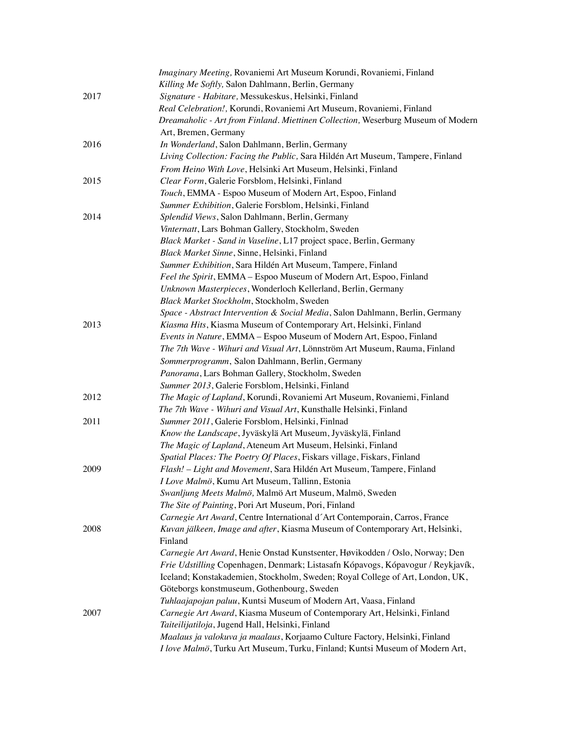*Imaginary Meeting,* Rovaniemi Art Museum Korundi, Rovaniemi, Finland
*Killing Me Softly,* Salon Dahlmann, Berlin, Germany

2017
*Signature - Habitare,* Messukeskus, Helsinki, Finland
*Real Celebration!,* Korundi, Rovaniemi Art Museum, Rovaniemi, Finland
*Dreamaholic - Art from Finland. Miettinen Collection,* Weserburg Museum of Modern Art, Bremen, Germany

2016
*In Wonderland*, Salon Dahlmann, Berlin, Germany
*Living Collection: Facing the Public,* Sara Hildén Art Museum, Tampere, Finland
*From Heino With Love*, Helsinki Art Museum, Helsinki, Finland

2015
*Clear Form*, Galerie Forsblom, Helsinki, Finland
*Touch*, EMMA - Espoo Museum of Modern Art, Espoo, Finland
*Summer Exhibition*, Galerie Forsblom, Helsinki, Finland

2014
*Splendid Views*, Salon Dahlmann, Berlin, Germany
*Vinternatt*, Lars Bohman Gallery, Stockholm, Sweden
*Black Market - Sand in Vaseline*, L17 project space, Berlin, Germany
*Black Market Sinne*, Sinne, Helsinki, Finland
*Summer Exhibition*, Sara Hildén Art Museum, Tampere, Finland
*Feel the Spirit*, EMMA – Espoo Museum of Modern Art, Espoo, Finland
*Unknown Masterpieces*, Wonderloch Kellerland, Berlin, Germany
*Black Market Stockholm*, Stockholm, Sweden
*Space - Abstract Intervention & Social Media*, Salon Dahlmann, Berlin, Germany

2013
*Kiasma Hits*, Kiasma Museum of Contemporary Art, Helsinki, Finland
*Events in Nature*, EMMA – Espoo Museum of Modern Art, Espoo, Finland
*The 7th Wave - Wihuri and Visual Art*, Lönnström Art Museum, Rauma, Finland
*Sommerprogramm*, Salon Dahlmann, Berlin, Germany
*Panorama*, Lars Bohman Gallery, Stockholm, Sweden
*Summer 2013*, Galerie Forsblom, Helsinki, Finland

2012
*The Magic of Lapland*, Korundi, Rovaniemi Art Museum, Rovaniemi, Finland
*The 7th Wave - Wihuri and Visual Art*, Kunsthalle Helsinki, Finland

2011
*Summer 2011*, Galerie Forsblom, Helsinki, Finlnad
*Know the Landscape*, Jyväskylä Art Museum, Jyväskylä, Finland
*The Magic of Lapland*, Ateneum Art Museum, Helsinki, Finland
*Spatial Places: The Poetry Of Places*, Fiskars village, Fiskars, Finland

2009
*Flash! – Light and Movement*, Sara Hildén Art Museum, Tampere, Finland
*I Love Malmö*, Kumu Art Museum, Tallinn, Estonia
*Swanljung Meets Malmö,* Malmö Art Museum, Malmö, Sweden
*The Site of Painting*, Pori Art Museum, Pori, Finland
*Carnegie Art Award*, Centre International d´Art Contemporain, Carros, France

2008
*Kuvan jälkeen, Image and after*, Kiasma Museum of Contemporary Art, Helsinki, Finland
*Carnegie Art Award*, Henie Onstad Kunstsenter, Høvikodden / Oslo, Norway; Den *Frie Udstilling* Copenhagen, Denmark; Listasafn Kópavogs, Kópavogur / Reykjavík, Iceland; Konstakademien, Stockholm, Sweden; Royal College of Art, London, UK, Göteborgs konstmuseum, Gothenbourg, Sweden
*Tuhlaajapojan paluu*, Kuntsi Museum of Modern Art, Vaasa, Finland

2007
*Carnegie Art Award*, Kiasma Museum of Contemporary Art, Helsinki, Finland
*Taiteilijatiloja*, Jugend Hall, Helsinki, Finland
*Maalaus ja valokuva ja maalaus*, Korjaamo Culture Factory, Helsinki, Finland
*I love Malmö*, Turku Art Museum, Turku, Finland; Kuntsi Museum of Modern Art,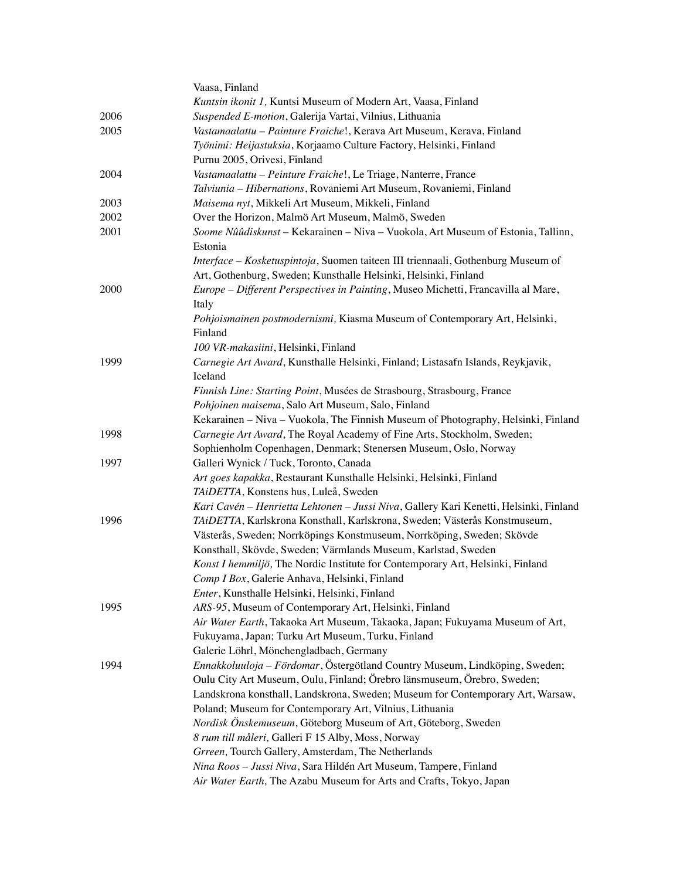Vaasa, Finland

*Kuntsin ikonit 1,* Kuntsi Museum of Modern Art, Vaasa, Finland

2006 *Suspended E-motion*, Galerija Vartai, Vilnius, Lithuania

2005 *Vastamaalattu – Painture Fraiche*!, Kerava Art Museum, Kerava, Finland

*Työnimi: Heijastuksia*, Korjaamo Culture Factory, Helsinki, Finland

Purnu 2005, Orivesi, Finland

2004 *Vastamaalattu – Peinture Fraiche*!, Le Triage, Nanterre, France

*Talviunia – Hibernations*, Rovaniemi Art Museum, Rovaniemi, Finland

2003 *Maisema nyt*, Mikkeli Art Museum, Mikkeli, Finland

2002 Over the Horizon, Malmö Art Museum, Malmö, Sweden

2001 *Soome Nûûdiskunst* – Kekarainen – Niva – Vuokola, Art Museum of Estonia, Tallinn, Estonia

*Interface – Kosketuspintoja*, Suomen taiteen III triennaali, Gothenburg Museum of Art, Gothenburg, Sweden; Kunsthalle Helsinki, Helsinki, Finland

2000 *Europe – Different Perspectives in Painting*, Museo Michetti, Francavilla al Mare, Italy

*Pohjoismainen postmodernismi,* Kiasma Museum of Contemporary Art, Helsinki, Finland

*100 VR-makasiini*, Helsinki, Finland

1999 *Carnegie Art Award*, Kunsthalle Helsinki, Finland; Listasafn Islands, Reykjavik, Iceland

*Finnish Line: Starting Point*, Musées de Strasbourg, Strasbourg, France

*Pohjoinen maisema*, Salo Art Museum, Salo, Finland

Kekarainen – Niva – Vuokola, The Finnish Museum of Photography, Helsinki, Finland

1998 *Carnegie Art Award*, The Royal Academy of Fine Arts, Stockholm, Sweden; Sophienholm Copenhagen, Denmark; Stenersen Museum, Oslo, Norway

1997 Galleri Wynick / Tuck, Toronto, Canada

*Art goes kapakka*, Restaurant Kunsthalle Helsinki, Helsinki, Finland

*TAiDETTA*, Konstens hus, Luleå, Sweden

*Kari Cavén – Henrietta Lehtonen – Jussi Niva*, Gallery Kari Kenetti, Helsinki, Finland

1996 *TAiDETTA*, Karlskrona Konsthall, Karlskrona, Sweden; Västerås Konstmuseum, Västerås, Sweden; Norrköpings Konstmuseum, Norrköping, Sweden; Skövde Konsthall, Skövde, Sweden; Värmlands Museum, Karlstad, Sweden

*Konst I hemmiljö,* The Nordic Institute for Contemporary Art, Helsinki, Finland

*Comp I Box*, Galerie Anhava, Helsinki, Finland

*Enter*, Kunsthalle Helsinki, Helsinki, Finland

1995 *ARS-95*, Museum of Contemporary Art, Helsinki, Finland

*Air Water Earth*, Takaoka Art Museum, Takaoka, Japan; Fukuyama Museum of Art, Fukuyama, Japan; Turku Art Museum, Turku, Finland

Galerie Löhrl, Mönchengladbach, Germany

1994 *Ennakkoluuloja – Fördomar*, Östergötland Country Museum, Lindköping, Sweden; Oulu City Art Museum, Oulu, Finland; Örebro länsmuseum, Örebro, Sweden; Landskrona konsthall, Landskrona, Sweden; Museum for Contemporary Art, Warsaw, Poland; Museum for Contemporary Art, Vilnius, Lithuania

*Nordisk Önskemuseum*, Göteborg Museum of Art, Göteborg, Sweden

*8 rum till måleri,* Galleri F 15 Alby, Moss, Norway

*Grreen,* Tourch Gallery, Amsterdam, The Netherlands

*Nina Roos – Jussi Niva*, Sara Hildén Art Museum, Tampere, Finland

*Air Water Earth,* The Azabu Museum for Arts and Crafts, Tokyo, Japan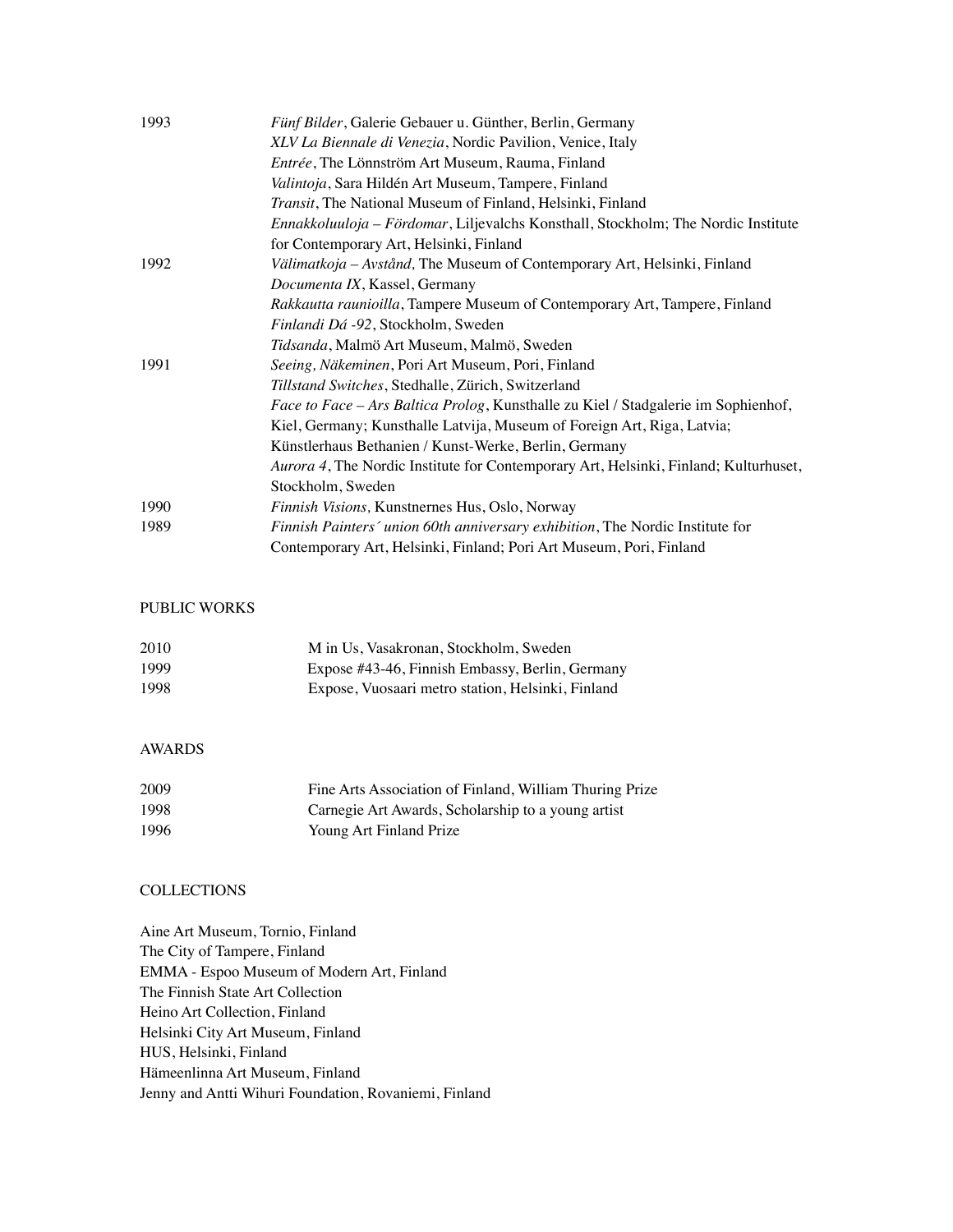| | |
|---|---|
| 1993 | *Fünf Bilder*, Galerie Gebauer u. Günther, Berlin, Germany |
| | *XLV La Biennale di Venezia*, Nordic Pavilion, Venice, Italy |
| | *Entrée*, The Lönnström Art Museum, Rauma, Finland |
| | *Valintoja*, Sara Hildén Art Museum, Tampere, Finland |
| | *Transit*, The National Museum of Finland, Helsinki, Finland |
| | *Ennakkoluuloja – Fördomar*, Liljevalchs Konsthall, Stockholm; The Nordic Institute for Contemporary Art, Helsinki, Finland |
| 1992 | *Välimatkoja – Avstånd,* The Museum of Contemporary Art, Helsinki, Finland |
| | *Documenta IX*, Kassel, Germany |
| | *Rakkautta raunioilla*, Tampere Museum of Contemporary Art, Tampere, Finland |
| | *Finlandi Dá -92*, Stockholm, Sweden |
| | *Tidsanda*, Malmö Art Museum, Malmö, Sweden |
| 1991 | *Seeing, Näkeminen*, Pori Art Museum, Pori, Finland |
| | *Tillstand Switches*, Stedhalle, Zürich, Switzerland |
| | *Face to Face – Ars Baltica Prolog*, Kunsthalle zu Kiel / Stadgalerie im Sophienhof, Kiel, Germany; Kunsthalle Latvija, Museum of Foreign Art, Riga, Latvia; Künstlerhaus Bethanien / Kunst-Werke, Berlin, Germany |
| | *Aurora 4*, The Nordic Institute for Contemporary Art, Helsinki, Finland; Kulturhuset, Stockholm, Sweden |
| 1990 | *Finnish Visions,* Kunstnernes Hus, Oslo, Norway |
| 1989 | *Finnish Painters´ union 60th anniversary exhibition*, The Nordic Institute for Contemporary Art, Helsinki, Finland; Pori Art Museum, Pori, Finland |

## PUBLIC WORKS

| | |
|---|---|
| 2010 | M in Us, Vasakronan, Stockholm, Sweden |
| 1999 | Expose #43-46, Finnish Embassy, Berlin, Germany |
| 1998 | Expose, Vuosaari metro station, Helsinki, Finland |

## AWARDS

| | |
|---|---|
| 2009 | Fine Arts Association of Finland, William Thuring Prize |
| 1998 | Carnegie Art Awards, Scholarship to a young artist |
| 1996 | Young Art Finland Prize |

## COLLECTIONS

Aine Art Museum, Tornio, Finland
The City of Tampere, Finland
EMMA - Espoo Museum of Modern Art, Finland
The Finnish State Art Collection
Heino Art Collection, Finland
Helsinki City Art Museum, Finland
HUS, Helsinki, Finland
Hämeenlinna Art Museum, Finland
Jenny and Antti Wihuri Foundation, Rovaniemi, Finland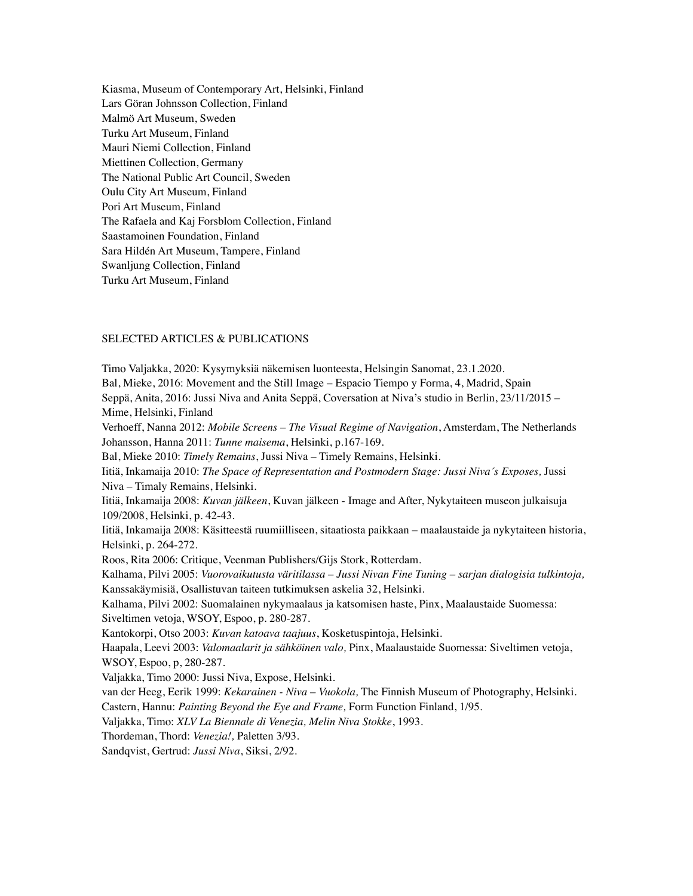Kiasma, Museum of Contemporary Art, Helsinki, Finland
Lars Göran Johnsson Collection, Finland
Malmö Art Museum, Sweden
Turku Art Museum, Finland
Mauri Niemi Collection, Finland
Miettinen Collection, Germany
The National Public Art Council, Sweden
Oulu City Art Museum, Finland
Pori Art Museum, Finland
The Rafaela and Kaj Forsblom Collection, Finland
Saastamoinen Foundation, Finland
Sara Hildén Art Museum, Tampere, Finland
Swanljung Collection, Finland
Turku Art Museum, Finland

## SELECTED ARTICLES & PUBLICATIONS

Timo Valjakka, 2020: Kysymyksiä näkemisen luonteesta, Helsingin Sanomat, 23.1.2020.
Bal, Mieke, 2016: Movement and the Still Image – Espacio Tiempo y Forma, 4, Madrid, Spain
Seppä, Anita, 2016: Jussi Niva and Anita Seppä, Coversation at Niva's studio in Berlin, 23/11/2015 – Mime, Helsinki, Finland
Verhoeff, Nanna 2012: *Mobile Screens – The Visual Regime of Navigation*, Amsterdam, The Netherlands
Johansson, Hanna 2011: *Tunne maisema*, Helsinki, p.167-169.
Bal, Mieke 2010: *Timely Remains*, Jussi Niva – Timely Remains, Helsinki.
Iitiä, Inkamaija 2010: *The Space of Representation and Postmodern Stage: Jussi Niva´s Exposes,* Jussi Niva – Timaly Remains, Helsinki.
Iitiä, Inkamaija 2008: *Kuvan jälkeen*, Kuvan jälkeen - Image and After, Nykytaiteen museon julkaisuja 109/2008, Helsinki, p. 42-43.
Iitiä, Inkamaija 2008: Käsitteestä ruumiilliseen, sitaatiosta paikkaan – maalaustaide ja nykytaiteen historia, Helsinki, p. 264-272.
Roos, Rita 2006: Critique, Veenman Publishers/Gijs Stork, Rotterdam.
Kalhama, Pilvi 2005: *Vuorovaikutusta väritilassa – Jussi Nivan Fine Tuning – sarjan dialogisia tulkintoja,* Kanssakäymisiä, Osallistuvan taiteen tutkimuksen askelia 32, Helsinki.
Kalhama, Pilvi 2002: Suomalainen nykymaalaus ja katsomisen haste, Pinx, Maalaustaide Suomessa: Siveltimen vetoja, WSOY, Espoo, p. 280-287.
Kantokorpi, Otso 2003: *Kuvan katoava taajuus*, Kosketuspintoja, Helsinki.
Haapala, Leevi 2003: *Valomaalarit ja sähköinen valo,* Pinx, Maalaustaide Suomessa: Siveltimen vetoja, WSOY, Espoo, p, 280-287.
Valjakka, Timo 2000: Jussi Niva, Expose, Helsinki.
van der Heeg, Eerik 1999: *Kekarainen - Niva – Vuokola,* The Finnish Museum of Photography, Helsinki.
Castern, Hannu: *Painting Beyond the Eye and Frame,* Form Function Finland, 1/95.
Valjakka, Timo: *XLV La Biennale di Venezia, Melin Niva Stokke*, 1993.
Thordeman, Thord: *Venezia!,* Paletten 3/93.
Sandqvist, Gertrud: *Jussi Niva*, Siksi, 2/92.